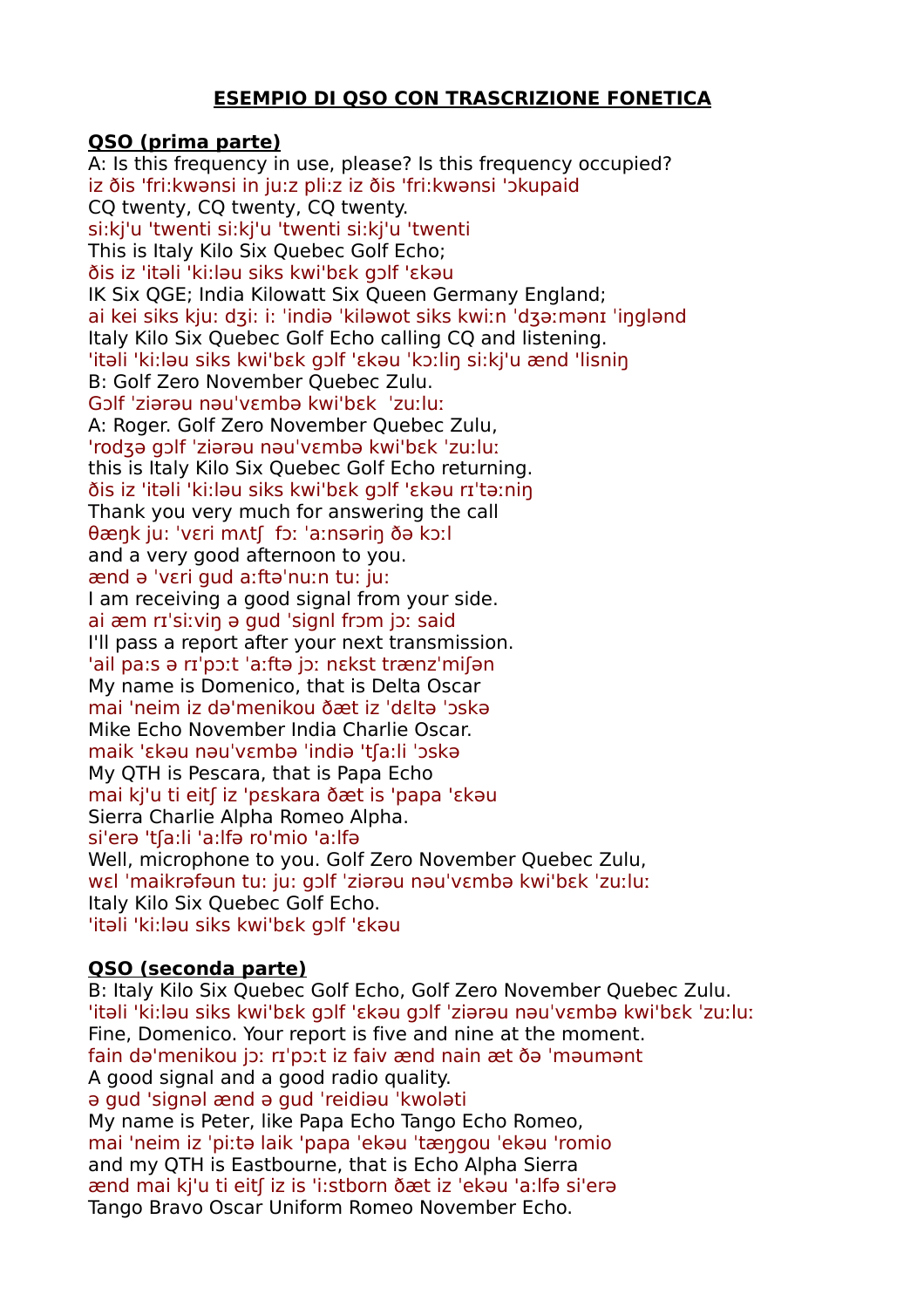# ESEMPIO DI QSO CON TRASCRIZIONE FONETICA

**QSO (prima parte)**

A: Is this frequency in use, please? Is this frequency occupied?
iz ðis 'fri:kwənsi in ju:z pli:z iz ðis 'fri:kwənsi 'ɔkupaid
CQ twenty, CQ twenty, CQ twenty.
si:kj'u 'twenti si:kj'u 'twenti si:kj'u 'twenti
This is Italy Kilo Six Quebec Golf Echo;
ðis iz 'itəli 'ki:ləu siks kwi'bɛk gɔlf 'ɛkəu
IK Six QGE; India Kilowatt Six Queen Germany England;
ai kei siks kju: dʒi: i: ˈindiə ˈkiləwot siks kwiːn ˈdʒəːmənɪ ˈiŋglənd
Italy Kilo Six Quebec Golf Echo calling CQ and listening.
'itəli 'ki:ləu siks kwi'bɛk gɔlf 'ɛkəu 'kɔ:liŋ si:kj'u ænd 'lisniŋ
B: Golf Zero November Quebec Zulu.
Gɔlf ˈziərəu nəuˈvɛmbə kwi'bɛk ˈzuːluː
A: Roger. Golf Zero November Quebec Zulu,
'rodʒə gɔlf ˈziərəu nəuˈvɛmbə kwi'bɛk ˈzuːluː
this is Italy Kilo Six Quebec Golf Echo returning.
ðis iz 'itəli 'ki:ləu siks kwi'bɛk gɔlf 'ɛkəu rɪ'tə:niŋ
Thank you very much for answering the call
θæŋk ju: ˈvɛri mʌtʃ fɔː ˈa:nsəriŋ ðə kɔ:l
and a very good afternoon to you.
ænd ə ˈvɛri gud a:ftəˈnu:n tu: ju:
I am receiving a good signal from your side.
ai æm rɪˈsiːviŋ ə gud ˈsignl frɔm jɔ: said
I'll pass a report after your next transmission.
'ail pa:s ə rɪ'pɔ:t 'a:ftə jɔ: nɛkst trænzˈmiʃən
My name is Domenico, that is Delta Oscar
mai 'neim iz də'menikou ðæt iz ˈdɛltə ˈɔskə
Mike Echo November India Charlie Oscar.
maik 'ɛkəu nəuˈvɛmbə ˈindiə 'tʃa:li ˈɔskə
My QTH is Pescara, that is Papa Echo
mai kj'u ti eitʃ iz 'pɛskara ðæt is 'papa 'ɛkəu
Sierra Charlie Alpha Romeo Alpha.
si'erə 'tʃa:li 'a:lfə ro'mio 'a:lfə
Well, microphone to you. Golf Zero November Quebec Zulu,
wɛl ˈmaikrəfəun tu: ju: gɔlf ˈziərəu nəuˈvɛmbə kwi'bɛk ˈzu:lu:
Italy Kilo Six Quebec Golf Echo.
'itəli 'ki:ləu siks kwi'bɛk gɔlf 'ɛkəu

**QSO (seconda parte)**

B: Italy Kilo Six Quebec Golf Echo, Golf Zero November Quebec Zulu.
'itəli 'ki:ləu siks kwi'bɛk gɔlf 'ɛkəu gɔlf ˈziərəu nəuˈvɛmbə kwi'bɛk ˈzuːluː
Fine, Domenico. Your report is five and nine at the moment.
fain də'menikou jɔ: rɪ'pɔ:t iz faiv ænd nain æt ðə ˈməumənt
A good signal and a good radio quality.
ə gud ˈsignəl ænd ə gud ˈreidiəu ˈkwoləti
My name is Peter, like Papa Echo Tango Echo Romeo,
mai 'neim iz ˈpi:tə laik 'papa ˈekəu ˈtæŋgou ˈekəu ˈromio
and my QTH is Eastbourne, that is Echo Alpha Sierra
ænd mai kj'u ti eitʃ iz is 'i:stborn ðæt iz 'ekəu 'a:lfə si'erə
Tango Bravo Oscar Uniform Romeo November Echo.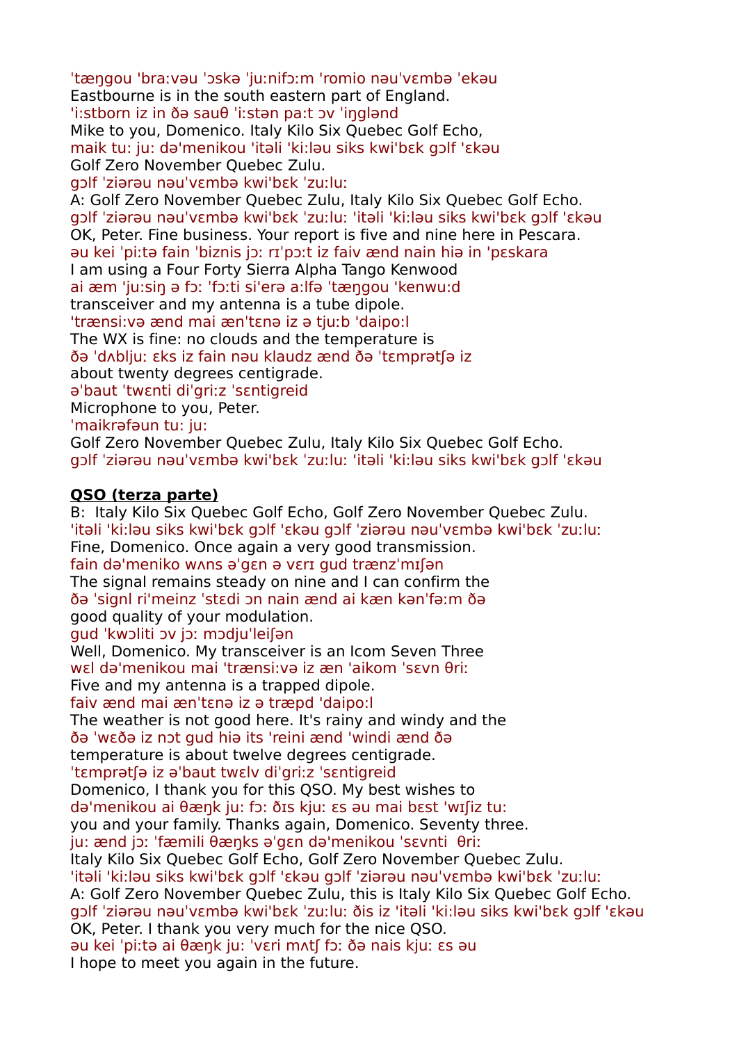'tæŋgou 'bra:vəu 'ɔskə 'ju:nifɔ:m 'romio nəu'vɛmbə 'ekəu
Eastbourne is in the south eastern part of England.
'i:stborn iz in ðə sauθ 'i:stən pa:t ɔv 'iŋglənd
Mike to you, Domenico. Italy Kilo Six Quebec Golf Echo,
maik tu: ju: də'menikou 'itəli 'ki:ləu siks kwi'bɛk gɔlf 'ɛkəu
Golf Zero November Quebec Zulu.
gɔlf 'ziərəu nəu'vɛmbə kwi'bɛk 'zu:lu:
A: Golf Zero November Quebec Zulu, Italy Kilo Six Quebec Golf Echo.
gɔlf 'ziərəu nəu'vɛmbə kwi'bɛk 'zu:lu: 'itəli 'ki:ləu siks kwi'bɛk gɔlf 'ɛkəu
OK, Peter. Fine business. Your report is five and nine here in Pescara.
əu kei 'pi:tə fain 'biznis jɔ: rɪ'pɔ:t iz faiv ænd nain hiə in 'pɛskara
I am using a Four Forty Sierra Alpha Tango Kenwood
ai æm 'ju:siŋ ə fɔ: 'fɔ:ti si'erə a:lfə 'tæŋgou 'kenwu:d
transceiver and my antenna is a tube dipole.
'trænsi:və ænd mai æn'tɛnə iz ə tju:b 'daipo:l
The WX is fine: no clouds and the temperature is
ðə 'dʌblju: ɛks iz fain nəu klaudz ænd ðə 'tɛmprətʃə iz
about twenty degrees centigrade.
ə'baut 'twɛnti di'gri:z 'sɛntigreid
Microphone to you, Peter.
'maikrəfəun tu: ju:
Golf Zero November Quebec Zulu, Italy Kilo Six Quebec Golf Echo.
gɔlf 'ziərəu nəu'vɛmbə kwi'bɛk 'zu:lu: 'itəli 'ki:ləu siks kwi'bɛk gɔlf 'ɛkəu

**<u>QSO (terza parte)</u>**

B: Italy Kilo Six Quebec Golf Echo, Golf Zero November Quebec Zulu.
'itəli 'ki:ləu siks kwi'bɛk gɔlf 'ɛkəu gɔlf 'ziərəu nəu'vɛmbə kwi'bɛk 'zu:lu:
Fine, Domenico. Once again a very good transmission.
fain də'meniko wʌns ə'gɛn ə vɛrɪ gud trænz'mɪʃən
The signal remains steady on nine and I can confirm the
ðə 'signl ri'meinz 'stɛdi ɔn nain ænd ai kæn kən'fə:m ðə
good quality of your modulation.
gud 'kwɔliti ɔv jɔ: mɔdju'leiʃən
Well, Domenico. My transceiver is an Icom Seven Three
wɛl də'menikou mai 'trænsi:və iz æn 'aikom 'sɛvn θri:
Five and my antenna is a trapped dipole.
faiv ænd mai æn'tɛnə iz ə træpd 'daipo:l
The weather is not good here. It's rainy and windy and the
ðə 'wɛðə iz nɔt gud hiə its 'reini ænd 'windi ænd ðə
temperature is about twelve degrees centigrade.
'tɛmprətʃə iz ə'baut twɛlv di'gri:z 'sɛntigreid
Domenico, I thank you for this QSO. My best wishes to
də'menikou ai θæŋk ju: fɔ: ðɪs kju: ɛs əu mai bɛst 'wɪʃiz tu:
you and your family. Thanks again, Domenico. Seventy three.
ju: ænd jɔ: 'fæmili θæŋks ə'gɛn də'menikou 'sɛvnti θri:
Italy Kilo Six Quebec Golf Echo, Golf Zero November Quebec Zulu.
'itəli 'ki:ləu siks kwi'bɛk gɔlf 'ɛkəu gɔlf 'ziərəu nəu'vɛmbə kwi'bɛk 'zu:lu:
A: Golf Zero November Quebec Zulu, this is Italy Kilo Six Quebec Golf Echo.
gɔlf 'ziərəu nəu'vɛmbə kwi'bɛk 'zu:lu: ðis iz 'itəli 'ki:ləu siks kwi'bɛk gɔlf 'ɛkəu
OK, Peter. I thank you very much for the nice QSO.
əu kei 'pi:tə ai θæŋk ju: 'vɛri mʌtʃ fɔ: ðə nais kju: ɛs əu
I hope to meet you again in the future.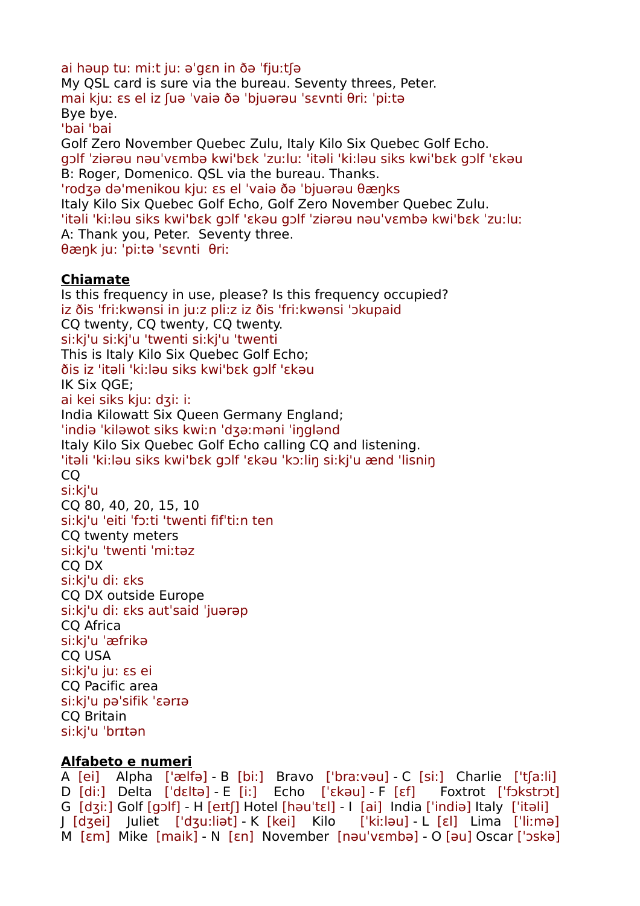ai həup tu: mi:t ju: ə'gɛn in ðə 'fju:tʃə
My QSL card is sure via the bureau. Seventy threes, Peter.
mai kju: ɛs el iz ʃuə 'vaiə ðə 'bjuərəu 'sɛvnti θri: 'pi:tə
Bye bye.
'bai 'bai
Golf Zero November Quebec Zulu, Italy Kilo Six Quebec Golf Echo.
gɔlf 'ziərəu nəu'vɛmbə kwi'bɛk 'zu:lu: 'itəli 'ki:ləu siks kwi'bɛk gɔlf 'ɛkəu
B: Roger, Domenico. QSL via the bureau. Thanks.
'rodʒə də'menikou kju: ɛs el 'vaiə ðə 'bjuərəu θæŋks
Italy Kilo Six Quebec Golf Echo, Golf Zero November Quebec Zulu.
'itəli 'ki:ləu siks kwi'bɛk gɔlf 'ɛkəu gɔlf 'ziərəu nəu'vɛmbə kwi'bɛk 'zu:lu:
A: Thank you, Peter. Seventy three.
θæŋk ju: 'pi:tə 'sɛvnti θri:

**Chiamate**

Is this frequency in use, please? Is this frequency occupied?
iz ðis 'fri:kwənsi in ju:z pli:z iz ðis 'fri:kwənsi 'ɔkupaid
CQ twenty, CQ twenty, CQ twenty.
si:kj'u si:kj'u 'twenti si:kj'u 'twenti
This is Italy Kilo Six Quebec Golf Echo;
ðis iz 'itəli 'ki:ləu siks kwi'bɛk gɔlf 'ɛkəu
IK Six QGE;
ai kei siks kju: dʒi: i:
India Kilowatt Six Queen Germany England;
'indiə 'kiləwot siks kwi:n 'dʒə:məni 'iŋglənd
Italy Kilo Six Quebec Golf Echo calling CQ and listening.
'itəli 'ki:ləu siks kwi'bɛk gɔlf 'ɛkəu 'kɔ:liŋ si:kj'u ænd 'lisniŋ
CQ
si:kj'u
CQ 80, 40, 20, 15, 10
si:kj'u 'eiti 'fɔ:ti 'twenti fif'ti:n ten
CQ twenty meters
si:kj'u 'twenti 'mi:təz
CQ DX
si:kj'u di: ɛks
CQ DX outside Europe
si:kj'u di: ɛks aut'said 'juərəp
CQ Africa
si:kj'u 'æfrikə
CQ USA
si:kj'u ju: ɛs ei
CQ Pacific area
si:kj'u pə'sifik 'ɛərɪə
CQ Britain
si:kj'u 'brɪtən

**Alfabeto e numeri**

A [ei] Alpha ['ælfə] - B [bi:] Bravo ['bra:vəu] - C [si:] Charlie ['tʃa:li]
D [di:] Delta ['dɛltə] - E [i:] Echo ['ɛkəu] - F [ɛf] Foxtrot ['fɔkstrɔt]
G [dʒi:] Golf [gɔlf] - H [eɪtʃ] Hotel [həu'tɛl] - I [ai] India ['indiə] Italy ['itəli]
J [dʒei] Juliet ['dʒu:liət] - K [kei] Kilo ['ki:ləu] - L [ɛl] Lima ['li:mə]
M [ɛm] Mike [maik] - N [ɛn] November [nəu'vɛmbə] - O [əu] Oscar ['ɔskə]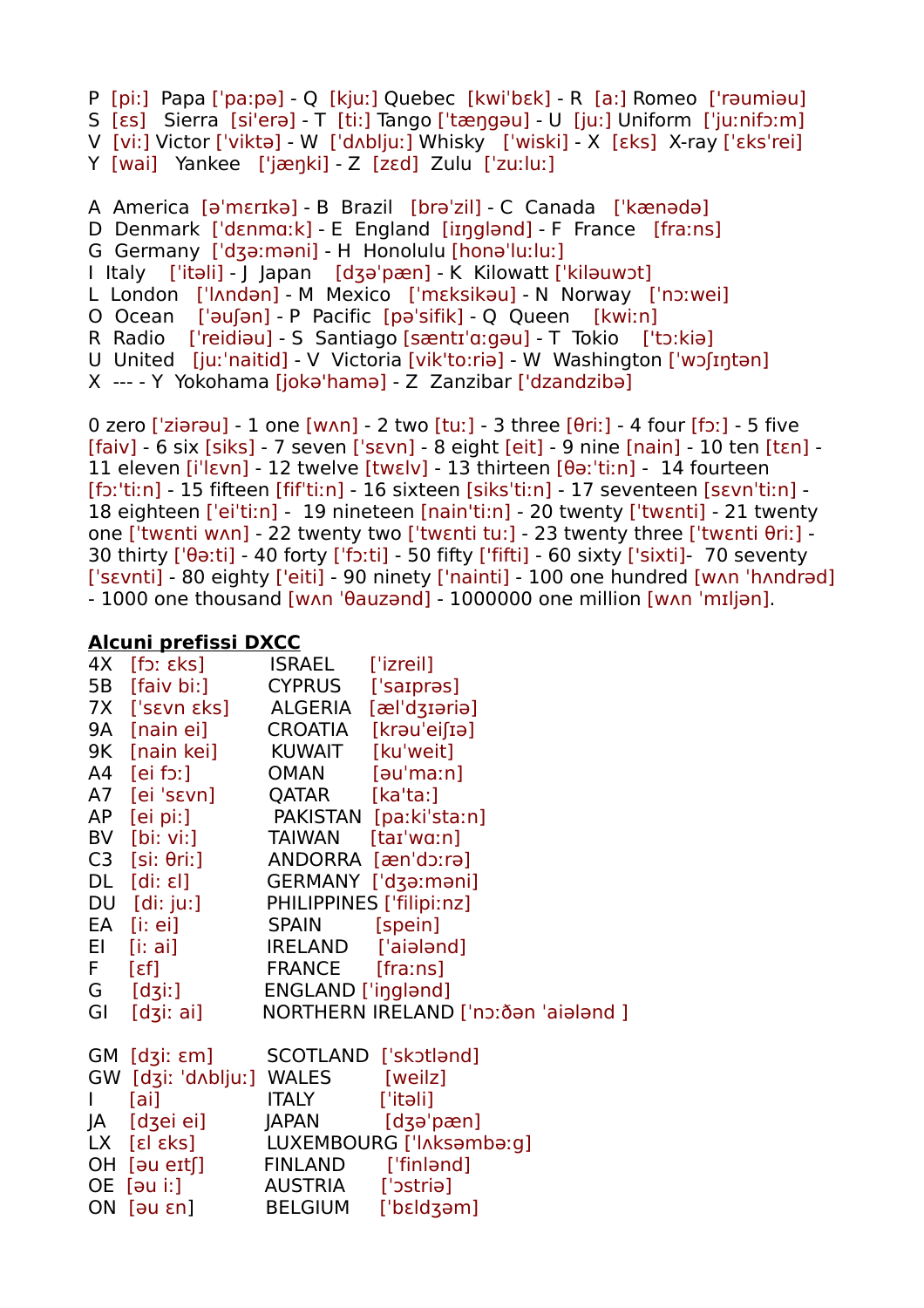P [pi:] Papa ['pa:pə] - Q [kju:] Quebec [kwi'bɛk] - R [a:] Romeo ['rəumiəu]
S [ɛs] Sierra [si'erə] - T [ti:] Tango ['tæŋgəu] - U [ju:] Uniform ['ju:nifɔ:m]
V [vi:] Victor ['viktə] - W ['dʌblju:] Whisky ['wiski] - X [ɛks] X-ray ['ɛks'rei]
Y [wai] Yankee ['jæŋki] - Z [zɛd] Zulu ['zu:lu:]

A America [ə'mɛrɪkə] - B Brazil [brə'zil] - C Canada ['kænədə]
D Denmark ['dɛnmɑ:k] - E England [iɪŋglənd] - F France [fra:ns]
G Germany ['dʒə:məni] - H Honolulu [honə'lu:lu:]
I Italy ['itəli] - J Japan [dʒə'pæn] - K Kilowatt ['kiləuwɔt]
L London ['lʌndən] - M Mexico ['mɛksikəu] - N Norway ['nɔ:wei]
O Ocean ['əuʃən] - P Pacific [pə'sifik] - Q Queen [kwi:n]
R Radio ['reidiəu] - S Santiago [sæntɪ'ɑ:gəu] - T Tokio ['tɔ:kiə]
U United [ju:'naitid] - V Victoria [vik'to:riə] - W Washington ['wɔʃɪŋtən]
X --- - Y Yokohama [jokə'hamə] - Z Zanzibar ['dzandzibə]

0 zero ['ziərəu] - 1 one [wʌn] - 2 two [tu:] - 3 three [θri:] - 4 four [fɔ:] - 5 five [faiv] - 6 six [siks] - 7 seven ['sɛvn] - 8 eight [eit] - 9 nine [nain] - 10 ten [tɛn] - 11 eleven [i'lɛvn] - 12 twelve [twɛlv] - 13 thirteen [θə:'ti:n] - 14 fourteen [fɔ:'ti:n] - 15 fifteen [fif'ti:n] - 16 sixteen [siks'ti:n] - 17 seventeen [sɛvn'ti:n] - 18 eighteen ['ei'ti:n] - 19 nineteen [nain'ti:n] - 20 twenty ['twɛnti] - 21 twenty one ['twɛnti wʌn] - 22 twenty two ['twɛnti tu:] - 23 twenty three ['twɛnti θri:] - 30 thirty ['θə:ti] - 40 forty ['fɔ:ti] - 50 fifty ['fifti] - 60 sixty ['sixti]- 70 seventy ['sɛvnti] - 80 eighty ['eiti] - 90 ninety ['nainti] - 100 one hundred [wʌn 'hʌndrəd] - 1000 one thousand [wʌn 'θauzənd] - 1000000 one million [wʌn 'mɪljən].

**Alcuni prefissi DXCC**

| | | | |
|---|---|---|---|
| 4X | [fɔ: ɛks] | ISRAEL | ['izreil] |
| 5B | [faiv bi:] | CYPRUS | ['saɪprəs] |
| 7X | ['sɛvn ɛks] | ALGERIA | [æl'dʒɪəriə] |
| 9A | [nain ei] | CROATIA | [krəu'eiʃɪə] |
| 9K | [nain kei] | KUWAIT | [ku'weit] |
| A4 | [ei fɔ:] | OMAN | [əu'ma:n] |
| A7 | [ei 'sɛvn] | QATAR | [ka'ta:] |
| AP | [ei pi:] | PAKISTAN | [pa:ki'sta:n] |
| BV | [bi: vi:] | TAIWAN | [taɪ'wɑ:n] |
| C3 | [si: θri:] | ANDORRA | [æn'dɔ:rə] |
| DL | [di: ɛl] | GERMANY | ['dʒə:məni] |
| DU | [di: ju:] | PHILIPPINES | ['filipi:nz] |
| EA | [i: ei] | SPAIN | [spein] |
| EI | [i: ai] | IRELAND | ['aiələnd] |
| F | [ɛf] | FRANCE | [fra:ns] |
| G | [dʒi:] | ENGLAND | ['iŋglənd] |
| GI | [dʒi: ai] | NORTHERN IRELAND | ['nɔ:ðən 'aiələnd ] |
| GM | [dʒi: ɛm] | SCOTLAND | ['skɔtlənd] |
| GW | [dʒi: 'dʌblju:] | WALES | [weilz] |
| I | [ai] | ITALY | ['itəli] |
| JA | [dʒei ei] | JAPAN | [dʒə'pæn] |
| LX | [ɛl ɛks] | LUXEMBOURG | ['lʌksəmbə:g] |
| OH | [əu eɪtʃ] | FINLAND | ['finlənd] |
| OE | [əu i:] | AUSTRIA | ['ɔstriə] |
| ON | [əu ɛn] | BELGIUM | ['bɛldʒəm] |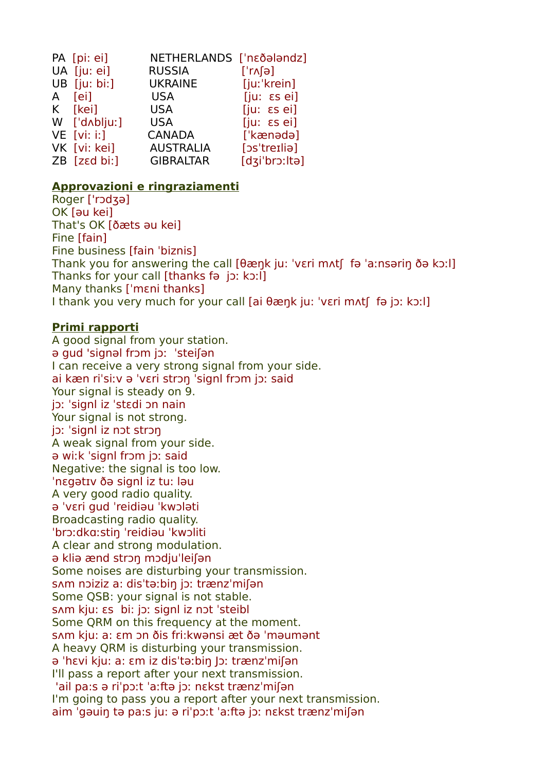| | | | |
|---|---|---|---|
| PA | [pi: ei] | NETHERLANDS | [ˈnɛðələndz] |
| UA | [ju: ei] | RUSSIA | [ˈrʌʃə] |
| UB | [ju: bi:] | UKRAINE | [juːˈkrein] |
| A | [ei] | USA | [ju: ɛs ei] |
| K | [kei] | USA | [ju: ɛs ei] |
| W | [ˈdʌbljuː] | USA | [ju: ɛs ei] |
| VE | [vi: i:] | CANADA | [ˈkænədə] |
| VK | [vi: kei] | AUSTRALIA | [ɔsˈtreɪliə] |
| ZB | [zɛd bi:] | GIBRALTAR | [dʒiˈbrɔːltə] |

**Approvazioni e ringraziamenti**

Roger [ˈrɔdʒə]
OK [əu kei]
That's OK [ðæts əu kei]
Fine [fain]
Fine business [fain ˈbiznis]
Thank you for answering the call [θæŋk ju: ˈvɛri mʌtʃ fə ˈa:nsəriŋ ðə kɔ:l]
Thanks for your call [thanks fə jɔ: kɔ:l]
Many thanks [ˈmɛni thanks]
I thank you very much for your call [ai θæŋk ju: ˈvɛri mʌtʃ fə jɔ: kɔ:l]

**Primi rapporti**

A good signal from your station.
ə gud ˈsignəl frɔm jɔ: ˈsteiʃən
I can receive a very strong signal from your side.
ai kæn riˈsi:v ə ˈvɛri strɔŋ ˈsignl frɔm jɔ: said
Your signal is steady on 9.
jɔ: ˈsignl iz ˈstɛdi ɔn nain
Your signal is not strong.
jɔ: ˈsignl iz nɔt strɔŋ
A weak signal from your side.
ə wi:k ˈsignl frɔm jɔ: said
Negative: the signal is too low.
ˈnɛgətɪv ðə signl iz tu: ləu
A very good radio quality.
ə ˈvɛri gud ˈreidiəu ˈkwɔləti
Broadcasting radio quality.
ˈbrɔ:dkɑ:stiŋ ˈreidiəu ˈkwɔliti
A clear and strong modulation.
ə kliə ænd strɔŋ mɔdjuˈleiʃən
Some noises are disturbing your transmission.
sʌm nɔiziz a: disˈtə:biŋ jɔ: trænzˈmiʃən
Some QSB: your signal is not stable.
sʌm kju: ɛs bi: jɔ: signl iz nɔt ˈsteibl
Some QRM on this frequency at the moment.
sʌm kju: a: ɛm ɔn ðis fri:kwənsi æt ðə ˈməumənt
A heavy QRM is disturbing your transmission.
ə ˈhɛvi kju: a: ɛm iz disˈtə:biŋ Jɔ: trænzˈmiʃən
I'll pass a report after your next transmission.
ˈail pa:s ə riˈpɔ:t ˈa:ftə jɔ: nɛkst trænzˈmiʃən
I'm going to pass you a report after your next transmission.
aim ˈgəuiŋ tə pa:s ju: ə riˈpɔ:t ˈa:ftə jɔ: nɛkst trænzˈmiʃən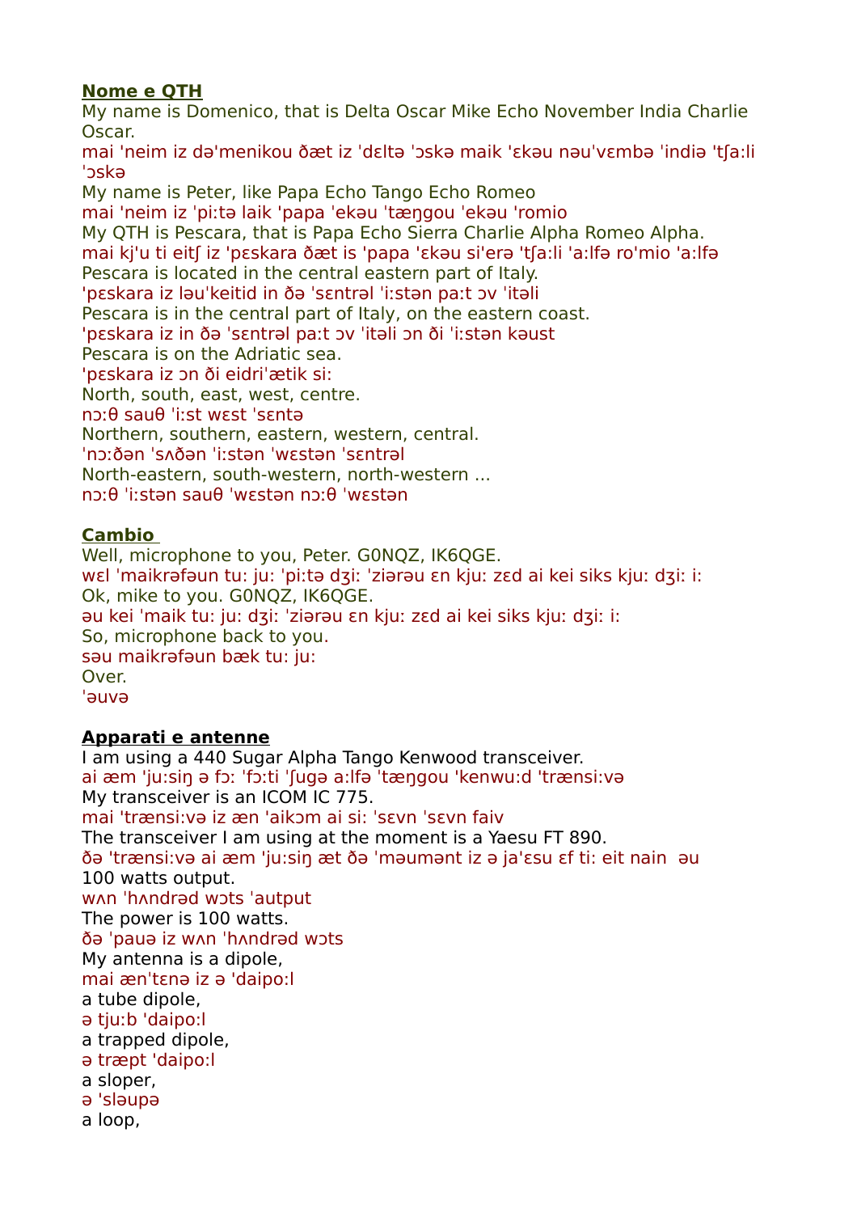**Nome e QTH**

My name is Domenico, that is Delta Oscar Mike Echo November India Charlie Oscar.
mai ˈneim iz dəˈmenikou ðæt iz ˈdɛltə ˈɔskə maik ˈɛkəu nəuˈvɛmbə ˈindiə ˈtʃa:li ˈɔskə
My name is Peter, like Papa Echo Tango Echo Romeo
mai ˈneim iz ˈpi:tə laik ˈpapa ˈekəu ˈtæŋgou ˈekəu ˈromio
My QTH is Pescara, that is Papa Echo Sierra Charlie Alpha Romeo Alpha.
mai kjˈu ti eitʃ iz ˈpɛskara ðæt is ˈpapa ˈɛkəu siˈerə ˈtʃa:li ˈa:lfə roˈmio ˈa:lfə
Pescara is located in the central eastern part of Italy.
ˈpɛskara iz ləuˈkeitid in ðə ˈsɛntrəl ˈi:stən pa:t ɔv ˈitəli
Pescara is in the central part of Italy, on the eastern coast.
ˈpɛskara iz in ðə ˈsɛntrəl pa:t ɔv ˈitəli ɔn ði ˈi:stən kəust
Pescara is on the Adriatic sea.
ˈpɛskara iz ɔn ði eidriˈætik si:
North, south, east, west, centre.
nɔ:θ sauθ ˈi:st wɛst ˈsɛntə
Northern, southern, eastern, western, central.
ˈnɔ:ðən ˈsʌðən ˈi:stən ˈwɛstən ˈsɛntrəl
North-eastern, south-western, north-western ...
nɔ:θ ˈi:stən sauθ ˈwɛstən nɔ:θ ˈwɛstən

**Cambio**

Well, microphone to you, Peter. G0NQZ, IK6QGE.
wɛl ˈmaikrəfəun tu: ju: ˈpi:tə dʒi: ˈziərəu ɛn kju: zɛd ai kei siks kju: dʒi: i:
Ok, mike to you. G0NQZ, IK6QGE.
əu kei ˈmaik tu: ju: dʒi: ˈziərəu ɛn kju: zɛd ai kei siks kju: dʒi: i:
So, microphone back to you.
səu maikrəfəun bæk tu: ju:
Over.
ˈəuvə

**Apparati e antenne**

I am using a 440 Sugar Alpha Tango Kenwood transceiver.
ai æm ˈju:siŋ ə fɔ: ˈfɔ:ti ˈʃugə a:lfə ˈtæŋgou ˈkenwu:d ˈtrænsi:və
My transceiver is an ICOM IC 775.
mai ˈtrænsi:və iz æn ˈaikɔm ai si: ˈsɛvn ˈsɛvn faiv
The transceiver I am using at the moment is a Yaesu FT 890.
ðə ˈtrænsi:və ai æm ˈju:siŋ æt ðə ˈməumənt iz ə jaˈɛsu ɛf ti: eit nain əu
100 watts output.
wʌn ˈhʌndrəd wɔts ˈautput
The power is 100 watts.
ðə ˈpauə iz wʌn ˈhʌndrəd wɔts
My antenna is a dipole,
mai ænˈtɛnə iz ə ˈdaipo:l
a tube dipole,
ə tju:b ˈdaipo:l
a trapped dipole,
ə træpt ˈdaipo:l
a sloper,
ə ˈsləupə
a loop,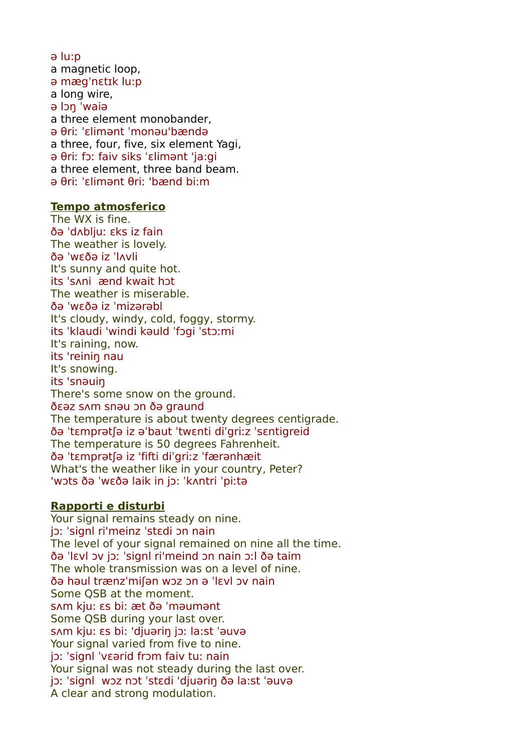ə lu:p

a magnetic loop,

ə mægˈnεtɪk lu:p

a long wire,

ə lɔŋ ˈwaiə

a three element monobander,

ə θri: ˈεlimənt ˈmonəuˈbændə

a three, four, five, six element Yagi,

ə θri: fɔ: faiv siks ˈεlimənt ˈja:gi

a three element, three band beam.

ə θri: ˈεlimənt θri: ˈbænd bi:m

**Tempo atmosferico**

The WX is fine.

ðə ˈdʌblju: εks iz fain

The weather is lovely.

ðə ˈwεðə iz ˈlʌvli

It's sunny and quite hot.

its ˈsʌni  ænd kwait hɔt

The weather is miserable.

ðə ˈwεðə iz ˈmizərəbl

It's cloudy, windy, cold, foggy, stormy.

its ˈklaudi ˈwindi kəuld ˈfɔgi ˈstɔ:mi

It's raining, now.

its ˈreiniŋ nau

It's snowing.

its ˈsnəuiŋ

There's some snow on the ground.

ðεəz sʌm snəu ɔn ðə graund

The temperature is about twenty degrees centigrade.

ðə ˈtεmprətʃə iz əˈbaut ˈtwεnti diˈgri:z ˈsεntigreid

The temperature is 50 degrees Fahrenheit.

ðə ˈtεmprətʃə iz ˈfifti diˈgri:z ˈfærənhæit

What's the weather like in your country, Peter?

ˈwɔts ðə ˈwεðə laik in jɔ: ˈkʌntri ˈpi:tə

**Rapporti e disturbi**

Your signal remains steady on nine.

jɔ: ˈsignl riˈmeinz ˈstεdi ɔn nain

The level of your signal remained on nine all the time.

ðə ˈlεvl ɔv jɔ: ˈsignl riˈmeind ɔn nain ɔ:l ðə taim

The whole transmission was on a level of nine.

ðə həul trænzˈmiʃən wɔz ɔn ə ˈlεvl ɔv nain

Some QSB at the moment.

sʌm kju: εs bi: æt ðə ˈməumənt

Some QSB during your last over.

sʌm kju: εs bi: ˈdjuəriŋ jɔ: la:st ˈəuvə

Your signal varied from five to nine.

jɔ: ˈsignl ˈvεərid frɔm faiv tu: nain

Your signal was not steady during the last over.

jɔ: ˈsignl  wɔz nɔt ˈstεdi ˈdjuəriŋ ðə la:st ˈəuvə

A clear and strong modulation.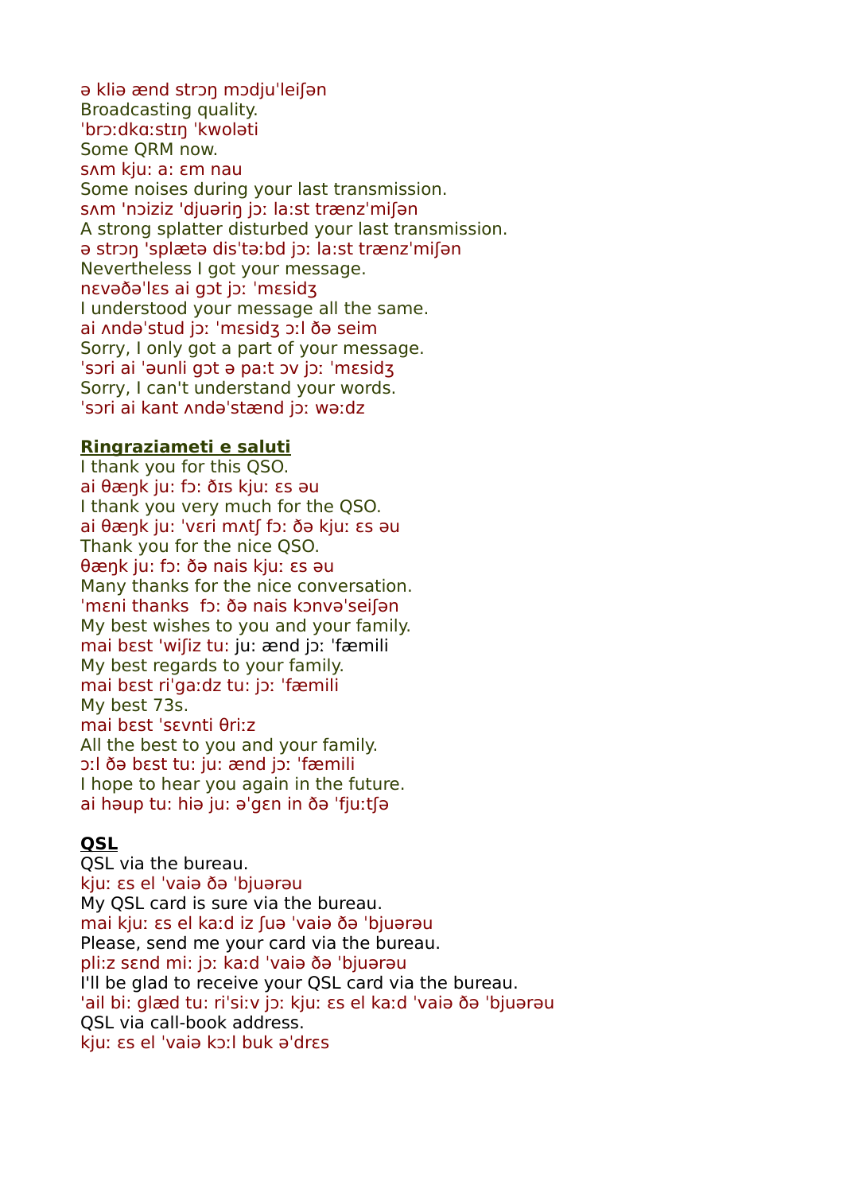ə kliə ænd strɔŋ mɔdjuˈleiʃən
Broadcasting quality.
ˈbrɔ:dkɑ:stɪŋ ˈkwoləti
Some QRM now.
sʌm kju: a: ɛm nau
Some noises during your last transmission.
sʌm ˈnɔiziz ˈdjuəriŋ jɔ: la:st trænzˈmiʃən
A strong splatter disturbed your last transmission.
ə strɔŋ ˈsplætə disˈtə:bd jɔ: la:st trænzˈmiʃən
Nevertheless I got your message.
nɛvəðəˈlɛs ai gɔt jɔ: ˈmɛsidʒ
I understood your message all the same.
ai ʌndəˈstud jɔ: ˈmɛsidʒ ɔ:l ðə seim
Sorry, I only got a part of your message.
ˈsɔri ai ˈəunli gɔt ə pa:t ɔv jɔ: ˈmɛsidʒ
Sorry, I can't understand your words.
ˈsɔri ai kant ʌndəˈstænd jɔ: wə:dz

**Ringraziameti e saluti**

I thank you for this QSO.
ai θæŋk ju: fɔ: ðɪs kju: ɛs əu
I thank you very much for the QSO.
ai θæŋk ju: ˈvɛri mʌtʃ fɔ: ðə kju: ɛs əu
Thank you for the nice QSO.
θæŋk ju: fɔ: ðə nais kju: ɛs əu
Many thanks for the nice conversation.
ˈmɛni thanks fɔ: ðə nais kɔnvəˈseiʃən
My best wishes to you and your family.
mai bɛst ˈwiʃiz tu: ju: ænd jɔ: ˈfæmili
My best regards to your family.
mai bɛst riˈga:dz tu: jɔ: ˈfæmili
My best 73s.
mai bɛst ˈsɛvnti θri:z
All the best to you and your family.
ɔ:l ðə bɛst tu: ju: ænd jɔ: ˈfæmili
I hope to hear you again in the future.
ai həup tu: hiə ju: əˈgɛn in ðə ˈfju:tʃə

**QSL**

QSL via the bureau.
kju: ɛs el ˈvaiə ðə ˈbjuərəu
My QSL card is sure via the bureau.
mai kju: ɛs el ka:d iz ʃuə ˈvaiə ðə ˈbjuərəu
Please, send me your card via the bureau.
pli:z sɛnd mi: jɔ: ka:d ˈvaiə ðə ˈbjuərəu
I'll be glad to receive your QSL card via the bureau.
ˈail bi: glæd tu: riˈsi:v jɔ: kju: ɛs el ka:d ˈvaiə ðə ˈbjuərəu
QSL via call-book address.
kju: ɛs el ˈvaiə kɔ:l buk əˈdrɛs